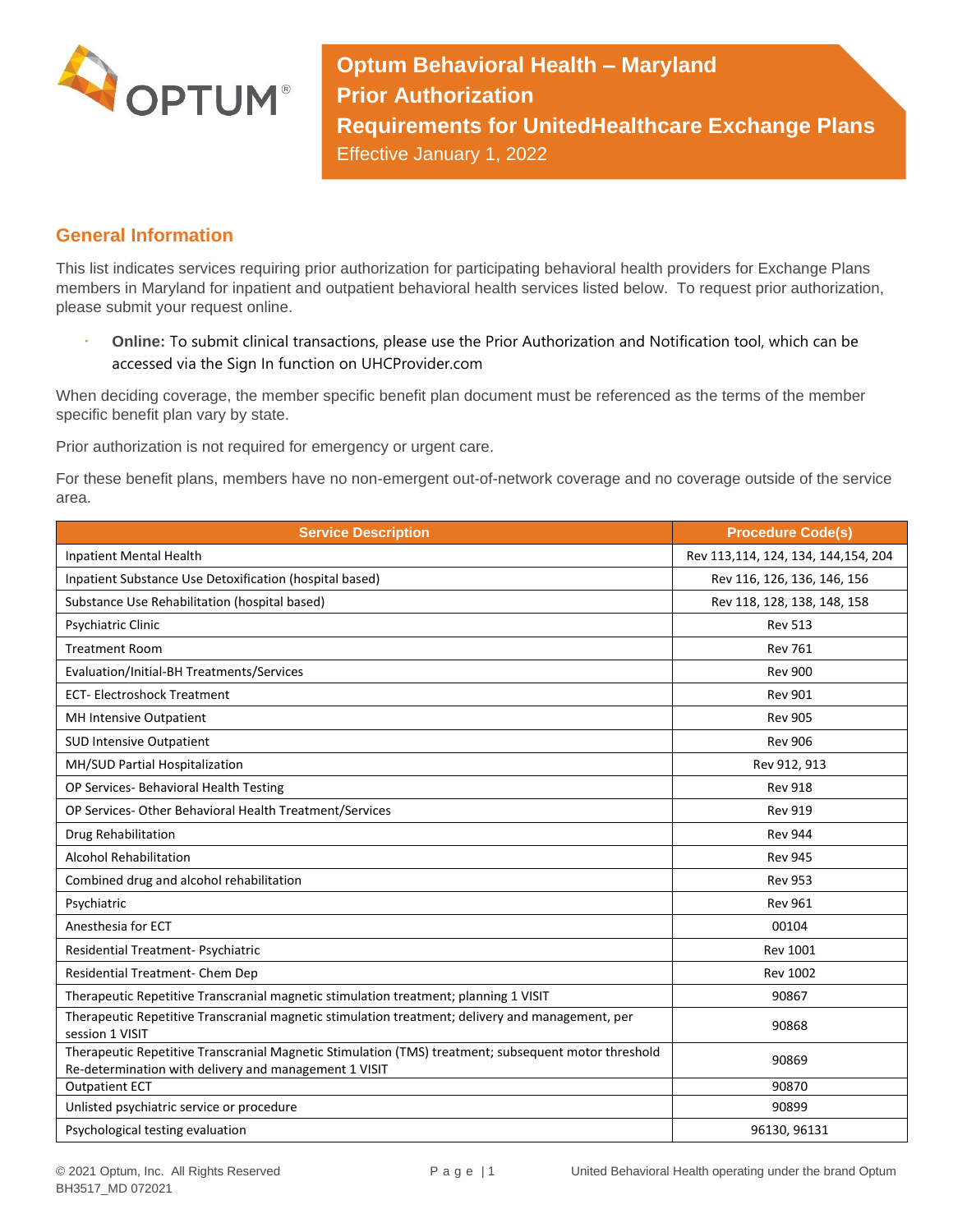# Optum Behavioral Health – Maryland
# Prior Authorization
# Requirements for UnitedHealthcare Exchange Plans

Effective January 1, 2022

## General Information

This list indicates services requiring prior authorization for participating behavioral health providers for Exchange Plans members in Maryland for inpatient and outpatient behavioral health services listed below. To request prior authorization, please submit your request online.

- **Online:** To submit clinical transactions, please use the Prior Authorization and Notification tool, which can be accessed via the Sign In function on UHCProvider.com

When deciding coverage, the member specific benefit plan document must be referenced as the terms of the member specific benefit plan vary by state.

Prior authorization is not required for emergency or urgent care.

For these benefit plans, members have no non-emergent out-of-network coverage and no coverage outside of the service area.

| Service Description | Procedure Code(s) |
|---|---|
| Inpatient Mental Health | Rev 113,114, 124, 134, 144,154, 204 |
| Inpatient Substance Use Detoxification (hospital based) | Rev 116, 126, 136, 146, 156 |
| Substance Use Rehabilitation (hospital based) | Rev 118, 128, 138, 148, 158 |
| Psychiatric Clinic | Rev 513 |
| Treatment Room | Rev 761 |
| Evaluation/Initial-BH Treatments/Services | Rev 900 |
| ECT- Electroshock Treatment | Rev 901 |
| MH Intensive Outpatient | Rev 905 |
| SUD Intensive Outpatient | Rev 906 |
| MH/SUD Partial Hospitalization | Rev 912, 913 |
| OP Services- Behavioral Health Testing | Rev 918 |
| OP Services- Other Behavioral Health Treatment/Services | Rev 919 |
| Drug Rehabilitation | Rev 944 |
| Alcohol Rehabilitation | Rev 945 |
| Combined drug and alcohol rehabilitation | Rev 953 |
| Psychiatric | Rev 961 |
| Anesthesia for ECT | 00104 |
| Residential Treatment- Psychiatric | Rev 1001 |
| Residential Treatment- Chem Dep | Rev 1002 |
| Therapeutic Repetitive Transcranial magnetic stimulation treatment; planning 1 VISIT | 90867 |
| Therapeutic Repetitive Transcranial magnetic stimulation treatment; delivery and management, per session 1 VISIT | 90868 |
| Therapeutic Repetitive Transcranial Magnetic Stimulation (TMS) treatment; subsequent motor threshold Re-determination with delivery and management 1 VISIT | 90869 |
| Outpatient ECT | 90870 |
| Unlisted psychiatric service or procedure | 90899 |
| Psychological testing evaluation | 96130, 96131 |

© 2021 Optum, Inc. All Rights Reserved
BH3517_MD 072021

United Behavioral Health operating under the brand Optum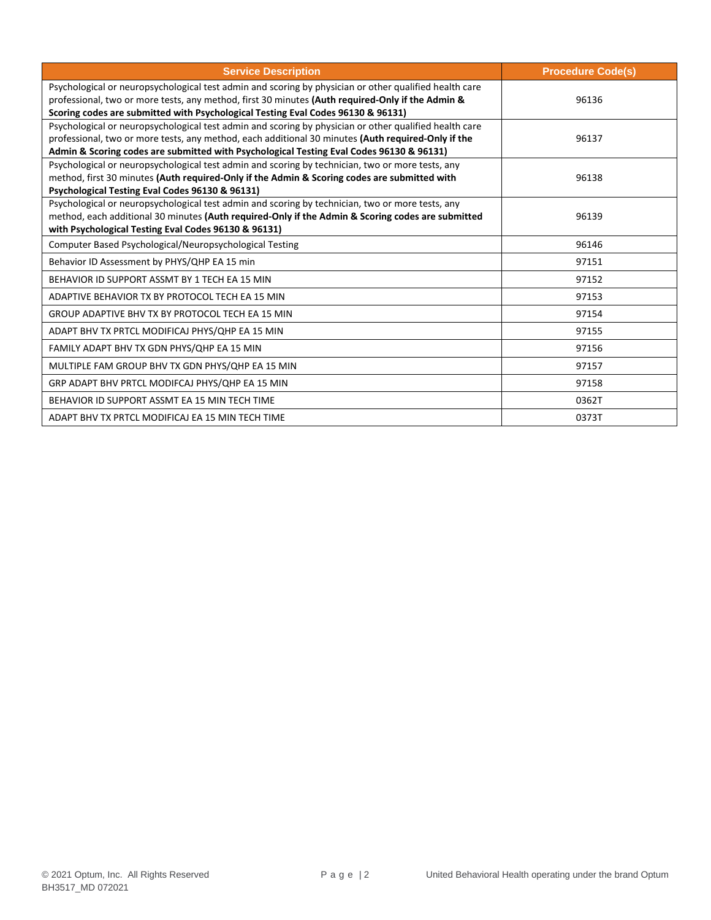| Service Description | Procedure Code(s) |
|---|---|
| Psychological or neuropsychological test admin and scoring by physician or other qualified health care professional, two or more tests, any method, first 30 minutes **(Auth required-Only if the Admin & Scoring codes are submitted with Psychological Testing Eval Codes 96130 & 96131)** | 96136 |
| Psychological or neuropsychological test admin and scoring by physician or other qualified health care professional, two or more tests, any method, each additional 30 minutes **(Auth required-Only if the Admin & Scoring codes are submitted with Psychological Testing Eval Codes 96130 & 96131)** | 96137 |
| Psychological or neuropsychological test admin and scoring by technician, two or more tests, any method, first 30 minutes **(Auth required-Only if the Admin & Scoring codes are submitted with Psychological Testing Eval Codes 96130 & 96131)** | 96138 |
| Psychological or neuropsychological test admin and scoring by technician, two or more tests, any method, each additional 30 minutes **(Auth required-Only if the Admin & Scoring codes are submitted with Psychological Testing Eval Codes 96130 & 96131)** | 96139 |
| Computer Based Psychological/Neuropsychological Testing | 96146 |
| Behavior ID Assessment by PHYS/QHP EA 15 min | 97151 |
| BEHAVIOR ID SUPPORT ASSMT BY 1 TECH EA 15 MIN | 97152 |
| ADAPTIVE BEHAVIOR TX BY PROTOCOL TECH EA 15 MIN | 97153 |
| GROUP ADAPTIVE BHV TX BY PROTOCOL TECH EA 15 MIN | 97154 |
| ADAPT BHV TX PRTCL MODIFICAJ PHYS/QHP EA 15 MIN | 97155 |
| FAMILY ADAPT BHV TX GDN PHYS/QHP EA 15 MIN | 97156 |
| MULTIPLE FAM GROUP BHV TX GDN PHYS/QHP EA 15 MIN | 97157 |
| GRP ADAPT BHV PRTCL MODIFCAJ PHYS/QHP EA 15 MIN | 97158 |
| BEHAVIOR ID SUPPORT ASSMT EA 15 MIN TECH TIME | 0362T |
| ADAPT BHV TX PRTCL MODIFICAJ EA 15 MIN TECH TIME | 0373T |

© 2021 Optum, Inc. All Rights Reserved
BH3517_MD 072021

United Behavioral Health operating under the brand Optum